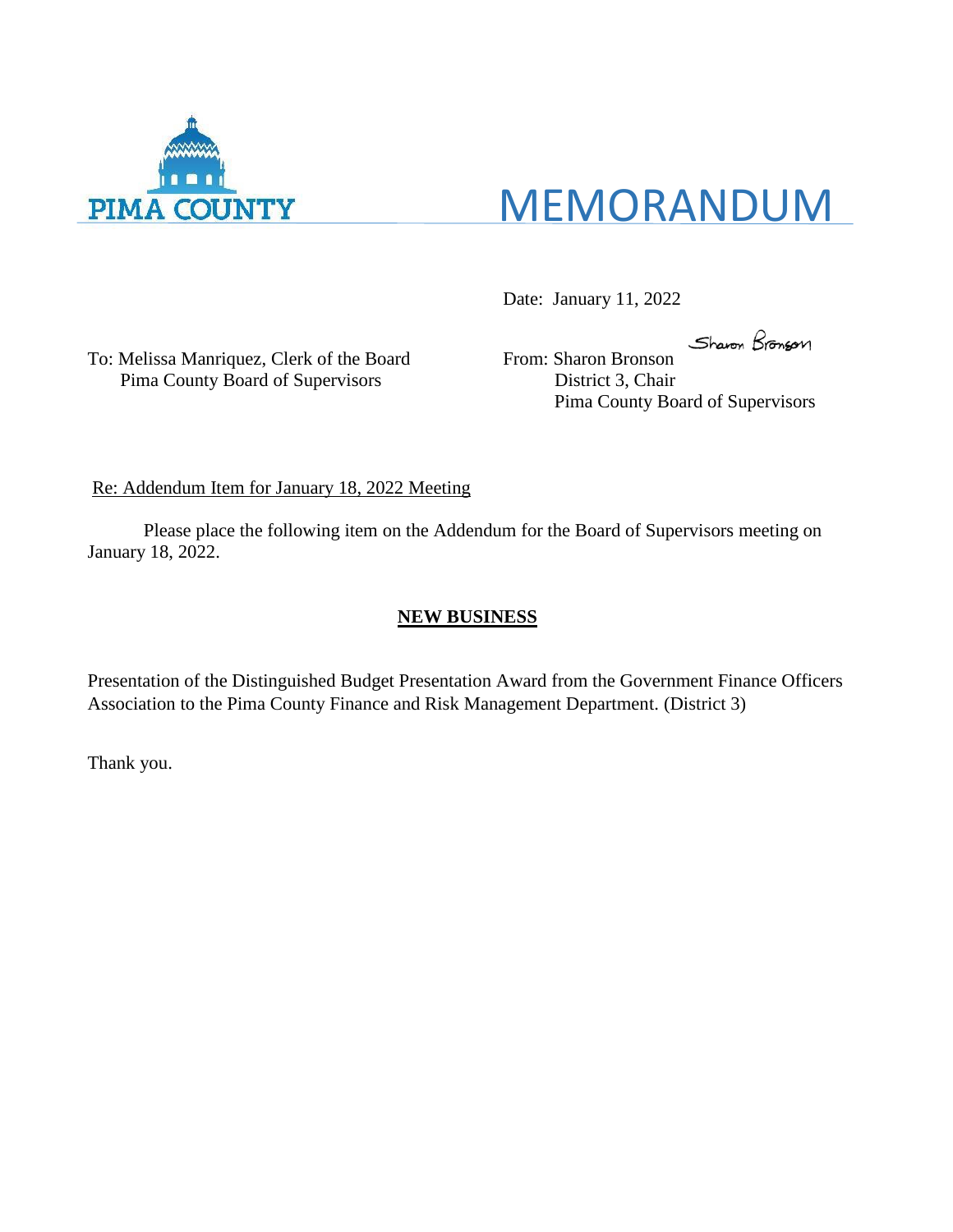PIMA COUNTY

# MEMORANDUM

Date: January 11, 2022

To: Melissa Manriquez, Clerk of the Board
Pima County Board of Supervisors

From: Sharon Bronson
District 3, Chair
Pima County Board of Supervisors

Re: Addendum Item for January 18, 2022 Meeting

Please place the following item on the Addendum for the Board of Supervisors meeting on January 18, 2022.

**NEW BUSINESS**

Presentation of the Distinguished Budget Presentation Award from the Government Finance Officers Association to the Pima County Finance and Risk Management Department. (District 3)

Thank you.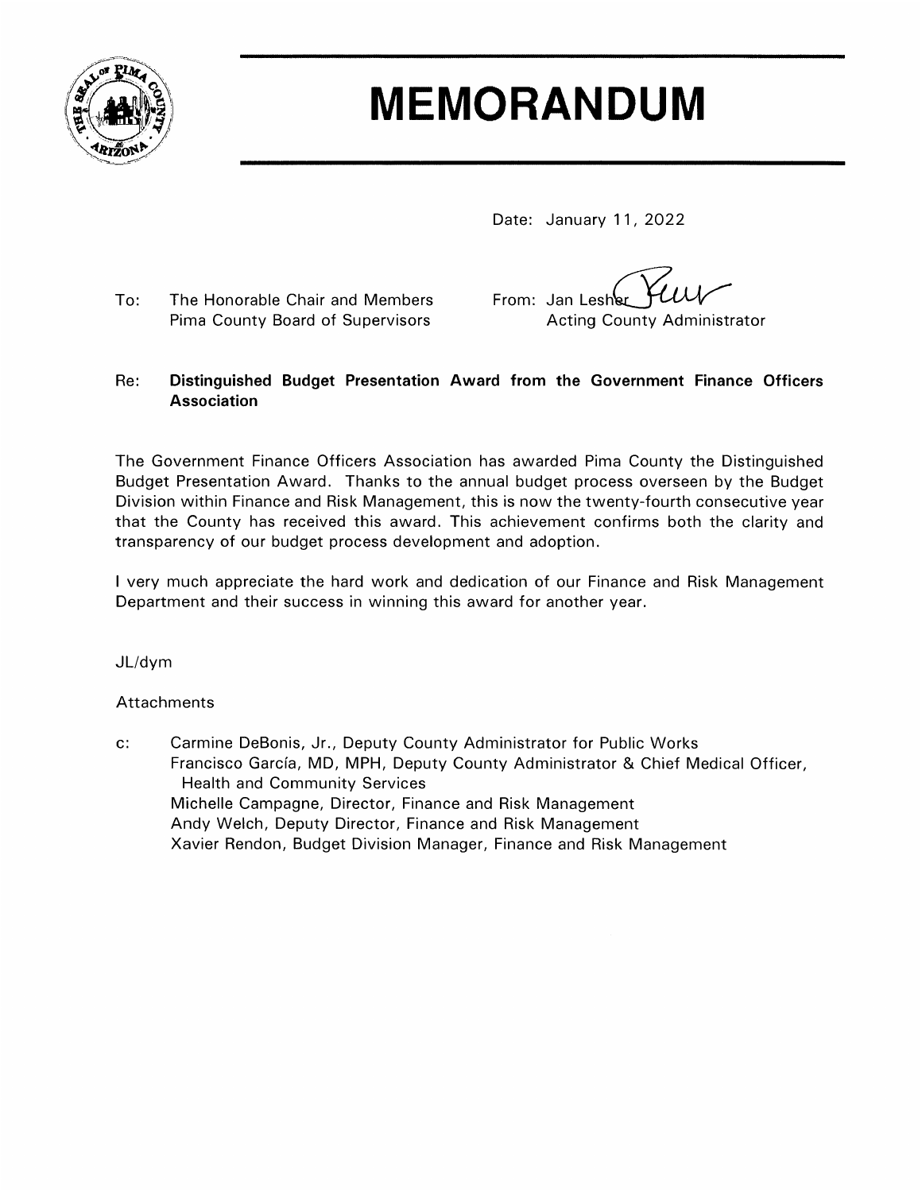# MEMORANDUM

Date: January 11, 2022

To: The Honorable Chair and Members
Pima County Board of Supervisors

From: Jan Lesher
Acting County Administrator

Re: **Distinguished Budget Presentation Award from the Government Finance Officers Association**

The Government Finance Officers Association has awarded Pima County the Distinguished Budget Presentation Award. Thanks to the annual budget process overseen by the Budget Division within Finance and Risk Management, this is now the twenty-fourth consecutive year that the County has received this award. This achievement confirms both the clarity and transparency of our budget process development and adoption.

I very much appreciate the hard work and dedication of our Finance and Risk Management Department and their success in winning this award for another year.

JL/dym

Attachments

c: Carmine DeBonis, Jr., Deputy County Administrator for Public Works
Francisco García, MD, MPH, Deputy County Administrator & Chief Medical Officer, Health and Community Services
Michelle Campagne, Director, Finance and Risk Management
Andy Welch, Deputy Director, Finance and Risk Management
Xavier Rendon, Budget Division Manager, Finance and Risk Management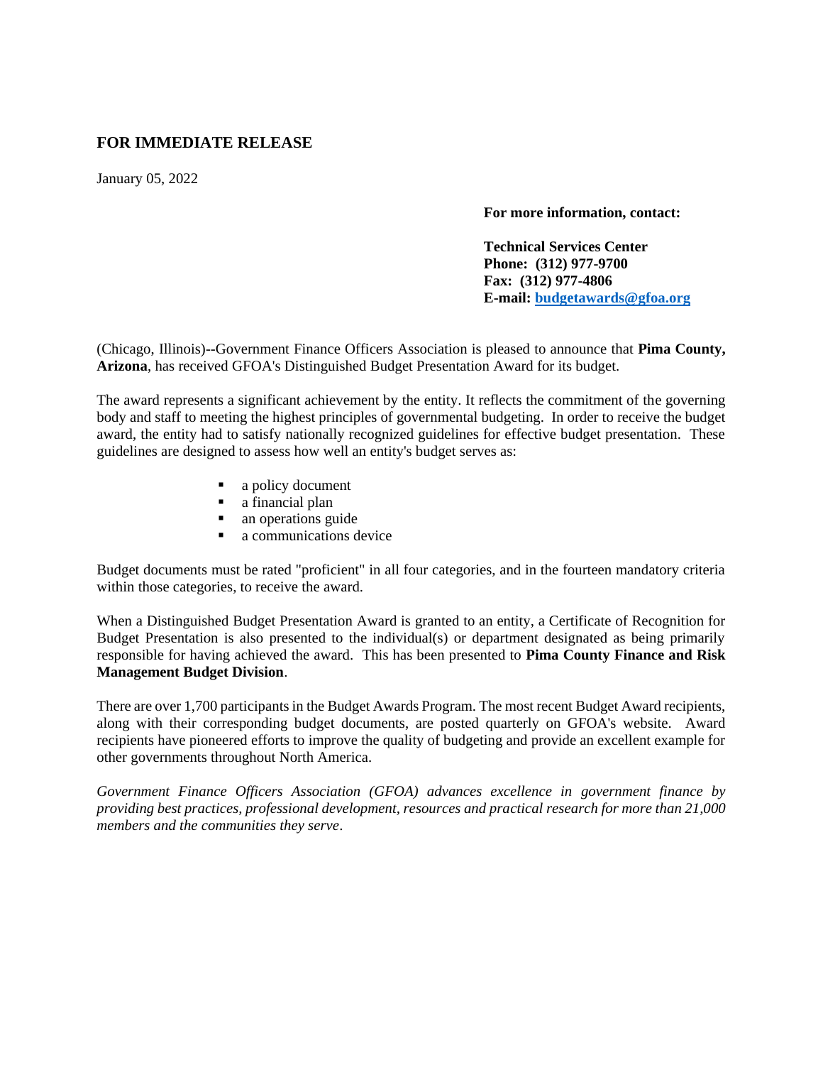**FOR IMMEDIATE RELEASE**

January 05, 2022

**For more information, contact:**

**Technical Services Center**
**Phone: (312) 977-9700**
**Fax: (312) 977-4806**
**E-mail: budgetawards@gfoa.org**

(Chicago, Illinois)--Government Finance Officers Association is pleased to announce that **Pima County, Arizona**, has received GFOA's Distinguished Budget Presentation Award for its budget.

The award represents a significant achievement by the entity. It reflects the commitment of the governing body and staff to meeting the highest principles of governmental budgeting. In order to receive the budget award, the entity had to satisfy nationally recognized guidelines for effective budget presentation. These guidelines are designed to assess how well an entity's budget serves as:

- a policy document
- a financial plan
- an operations guide
- a communications device

Budget documents must be rated "proficient" in all four categories, and in the fourteen mandatory criteria within those categories, to receive the award.

When a Distinguished Budget Presentation Award is granted to an entity, a Certificate of Recognition for Budget Presentation is also presented to the individual(s) or department designated as being primarily responsible for having achieved the award. This has been presented to **Pima County Finance and Risk Management Budget Division**.

There are over 1,700 participants in the Budget Awards Program. The most recent Budget Award recipients, along with their corresponding budget documents, are posted quarterly on GFOA's website. Award recipients have pioneered efforts to improve the quality of budgeting and provide an excellent example for other governments throughout North America.

*Government Finance Officers Association (GFOA) advances excellence in government finance by providing best practices, professional development, resources and practical research for more than 21,000 members and the communities they serve.*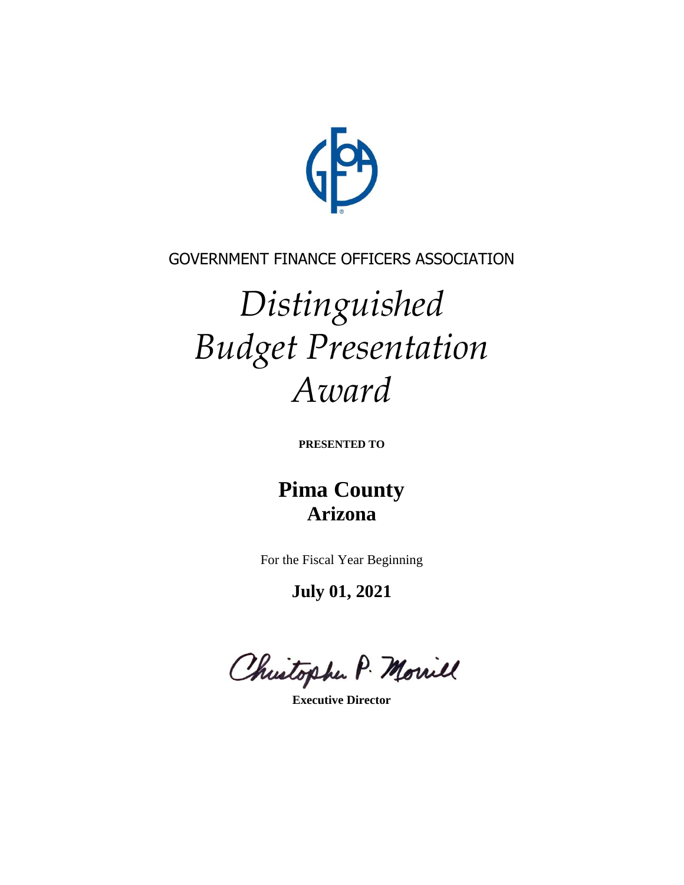GOVERNMENT FINANCE OFFICERS ASSOCIATION

# *Distinguished Budget Presentation Award*

**PRESENTED TO**

## Pima County
### Arizona

For the Fiscal Year Beginning

**July 01, 2021**

Christopher P. Morrill

**Executive Director**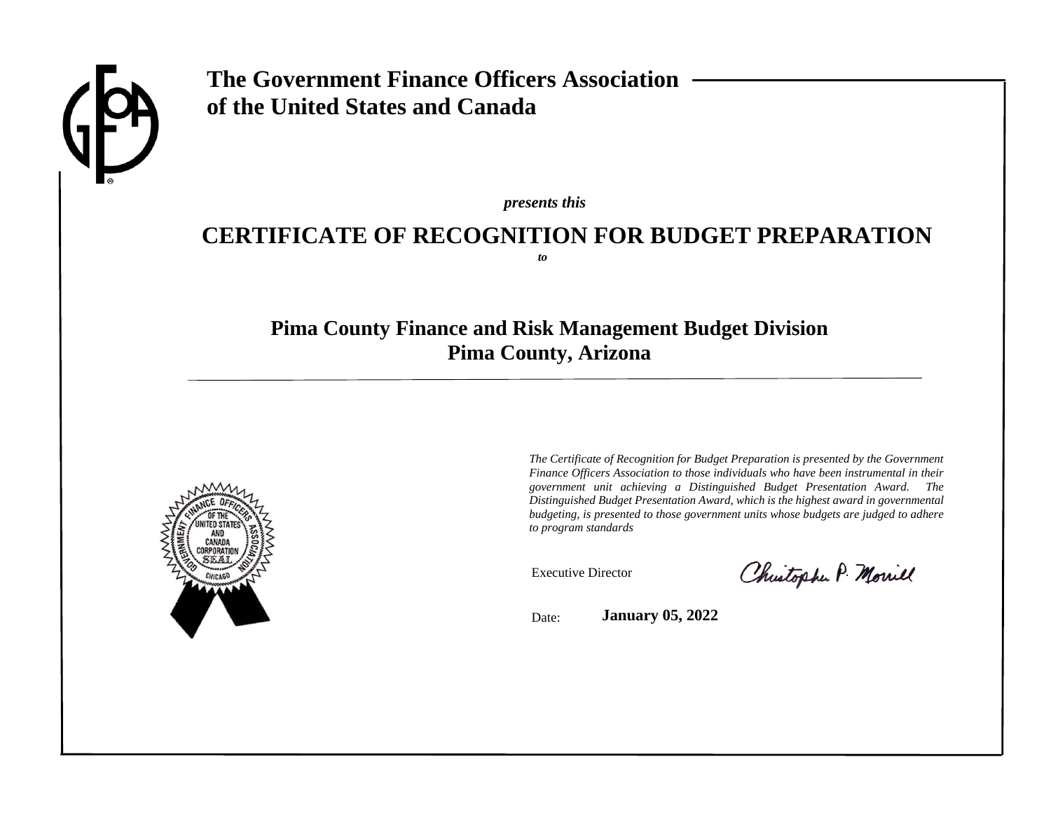**The Government Finance Officers Association of the United States and Canada**

*presents this*

# CERTIFICATE OF RECOGNITION FOR BUDGET PREPARATION

*to*

## Pima County Finance and Risk Management Budget Division
## Pima County, Arizona

*The Certificate of Recognition for Budget Preparation is presented by the Government Finance Officers Association to those individuals who have been instrumental in their government unit achieving a Distinguished Budget Presentation Award. The Distinguished Budget Presentation Award, which is the highest award in governmental budgeting, is presented to those government units whose budgets are judged to adhere to program standards*

Executive Director — Christopher P. Morrill

Date: **January 05, 2022**